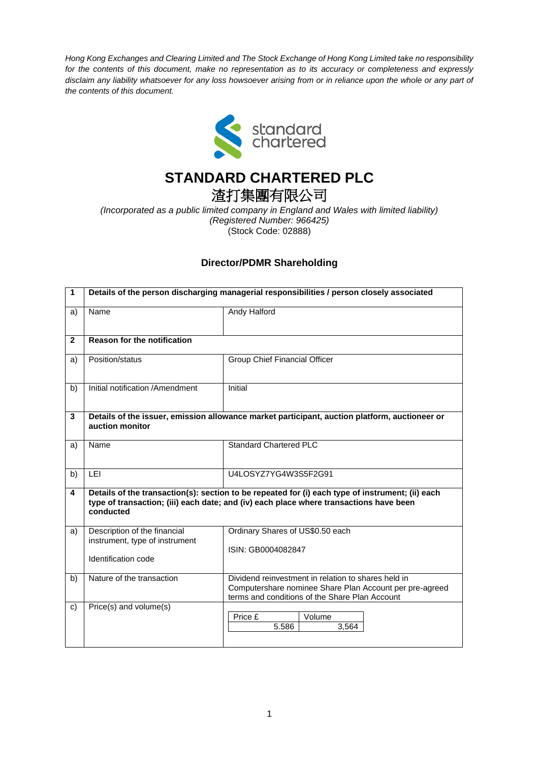*Hong Kong Exchanges and Clearing Limited and The Stock Exchange of Hong Kong Limited take no responsibility for the contents of this document, make no representation as to its accuracy or completeness and expressly disclaim any liability whatsoever for any loss howsoever arising from or in reliance upon the whole or any part of the contents of this document.*

standard chartered

# STANDARD CHARTERED PLC

# 渣打集團有限公司

*(Incorporated as a public limited company in England and Wales with limited liability)*
*(Registered Number: 966425)*
(Stock Code: 02888)

## Director/PDMR Shareholding

| 1 | **Details of the person discharging managerial responsibilities / person closely associated** | |
|---|---|---|
| a) | Name | Andy Halford |
| **2** | **Reason for the notification** | |
| a) | Position/status | Group Chief Financial Officer |
| b) | Initial notification /Amendment | Initial |
| **3** | **Details of the issuer, emission allowance market participant, auction platform, auctioneer or auction monitor** | |
| a) | Name | Standard Chartered PLC |
| b) | LEI | U4LOSYZ7YG4W3S5F2G91 |
| **4** | **Details of the transaction(s): section to be repeated for (i) each type of instrument; (ii) each type of transaction; (iii) each date; and (iv) each place where transactions have been conducted** | |
| a) | Description of the financial instrument, type of instrument<br><br>Identification code | Ordinary Shares of US$0.50 each<br><br>ISIN: GB0004082847 |
| b) | Nature of the transaction | Dividend reinvestment in relation to shares held in Computershare nominee Share Plan Account per pre-agreed terms and conditions of the Share Plan Account |
| c) | Price(s) and volume(s) | Price £: 5.586 / Volume: 3,564 |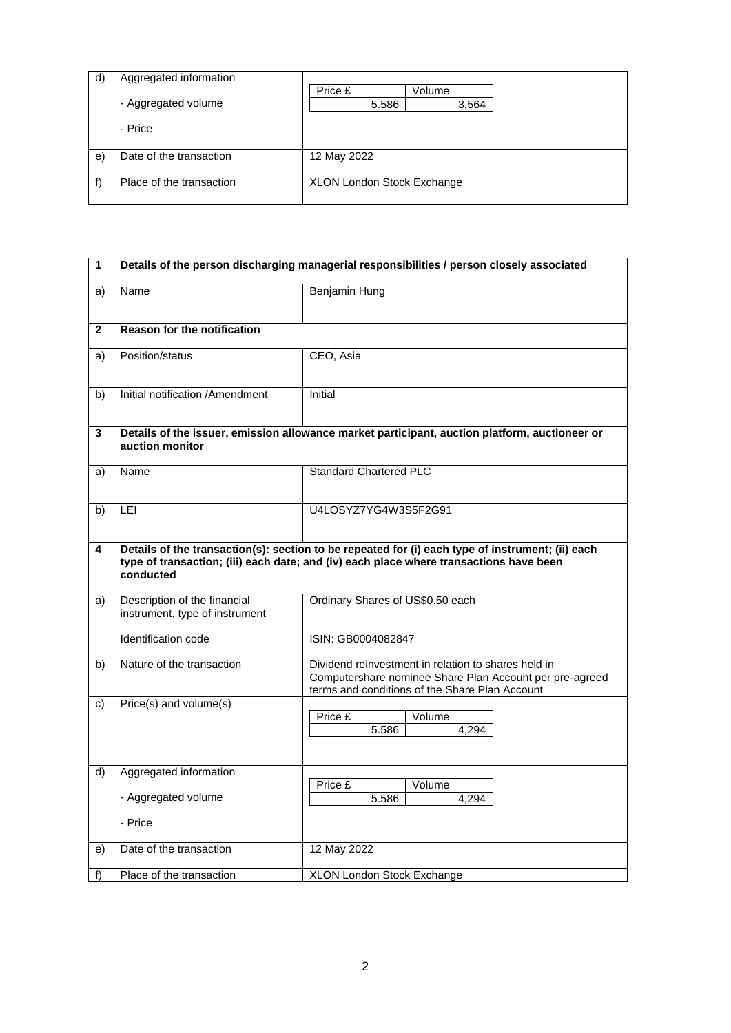| d) | Aggregated information<br><br>- Aggregated volume<br><br>- Price | Price £ 5.586 / Volume 3,564 |
|---|---|---|
| e) | Date of the transaction | 12 May 2022 |
| f) | Place of the transaction | XLON London Stock Exchange |

| 1 | **Details of the person discharging managerial responsibilities / person closely associated** | |
|---|---|---|
| a) | Name | Benjamin Hung |
| **2** | **Reason for the notification** | |
| a) | Position/status | CEO, Asia |
| b) | Initial notification /Amendment | Initial |
| **3** | **Details of the issuer, emission allowance market participant, auction platform, auctioneer or auction monitor** | |
| a) | Name | Standard Chartered PLC |
| b) | LEI | U4LOSYZ7YG4W3S5F2G91 |
| **4** | **Details of the transaction(s): section to be repeated for (i) each type of instrument; (ii) each type of transaction; (iii) each date; and (iv) each place where transactions have been conducted** | |
| a) | Description of the financial instrument, type of instrument<br><br>Identification code | Ordinary Shares of US$0.50 each<br><br>ISIN: GB0004082847 |
| b) | Nature of the transaction | Dividend reinvestment in relation to shares held in Computershare nominee Share Plan Account per pre-agreed terms and conditions of the Share Plan Account |
| c) | Price(s) and volume(s) | Price £ 5.586 / Volume 4,294 |
| d) | Aggregated information<br><br>- Aggregated volume<br><br>- Price | Price £ 5.586 / Volume 4,294 |
| e) | Date of the transaction | 12 May 2022 |
| f) | Place of the transaction | XLON London Stock Exchange |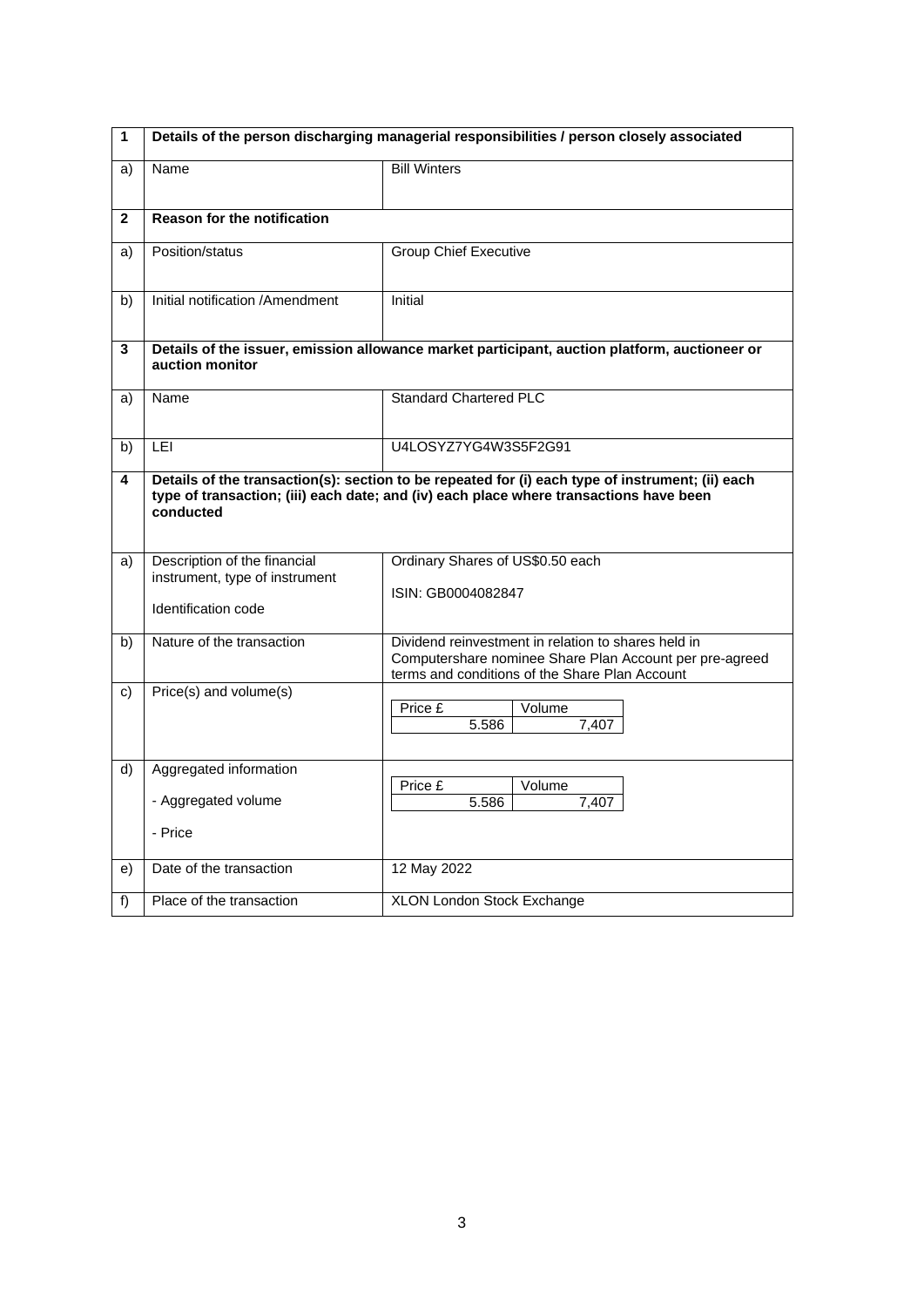| 1 | Details of the person discharging managerial responsibilities / person closely associated | |
|---|---|---|
| a) | Name | Bill Winters |
| **2** | **Reason for the notification** | |
| a) | Position/status | Group Chief Executive |
| b) | Initial notification /Amendment | Initial |
| **3** | **Details of the issuer, emission allowance market participant, auction platform, auctioneer or auction monitor** | |
| a) | Name | Standard Chartered PLC |
| b) | LEI | U4LOSYZ7YG4W3S5F2G91 |
| **4** | **Details of the transaction(s): section to be repeated for (i) each type of instrument; (ii) each type of transaction; (iii) each date; and (iv) each place where transactions have been conducted** | |
| a) | Description of the financial instrument, type of instrument<br><br>Identification code | Ordinary Shares of US$0.50 each<br><br>ISIN: GB0004082847 |
| b) | Nature of the transaction | Dividend reinvestment in relation to shares held in Computershare nominee Share Plan Account per pre-agreed terms and conditions of the Share Plan Account |
| c) | Price(s) and volume(s) | Price £: 5.586<br>Volume: 7,407 |
| d) | Aggregated information<br><br>- Aggregated volume<br><br>- Price | Price £: 5.586<br>Volume: 7,407 |
| e) | Date of the transaction | 12 May 2022 |
| f) | Place of the transaction | XLON London Stock Exchange |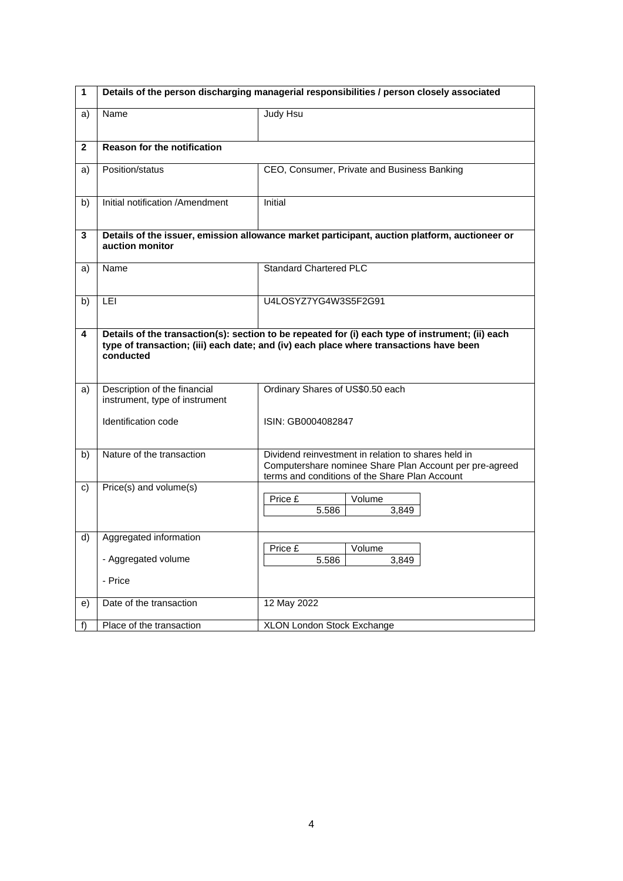| 1 | Details of the person discharging managerial responsibilities / person closely associated | |
|---|---|---|
| a) | Name | Judy Hsu |
| **2** | **Reason for the notification** | |
| a) | Position/status | CEO, Consumer, Private and Business Banking |
| b) | Initial notification /Amendment | Initial |
| **3** | **Details of the issuer, emission allowance market participant, auction platform, auctioneer or auction monitor** | |
| a) | Name | Standard Chartered PLC |
| b) | LEI | U4LOSYZ7YG4W3S5F2G91 |
| **4** | **Details of the transaction(s): section to be repeated for (i) each type of instrument; (ii) each type of transaction; (iii) each date; and (iv) each place where transactions have been conducted** | |
| a) | Description of the financial instrument, type of instrument<br><br>Identification code | Ordinary Shares of US$0.50 each<br><br>ISIN: GB0004082847 |
| b) | Nature of the transaction | Dividend reinvestment in relation to shares held in Computershare nominee Share Plan Account per pre-agreed terms and conditions of the Share Plan Account |
| c) | Price(s) and volume(s) | Price £: 5.586 / Volume: 3,849 |
| d) | Aggregated information<br><br>- Aggregated volume<br><br>- Price | Price £: 5.586 / Volume: 3,849 |
| e) | Date of the transaction | 12 May 2022 |
| f) | Place of the transaction | XLON London Stock Exchange |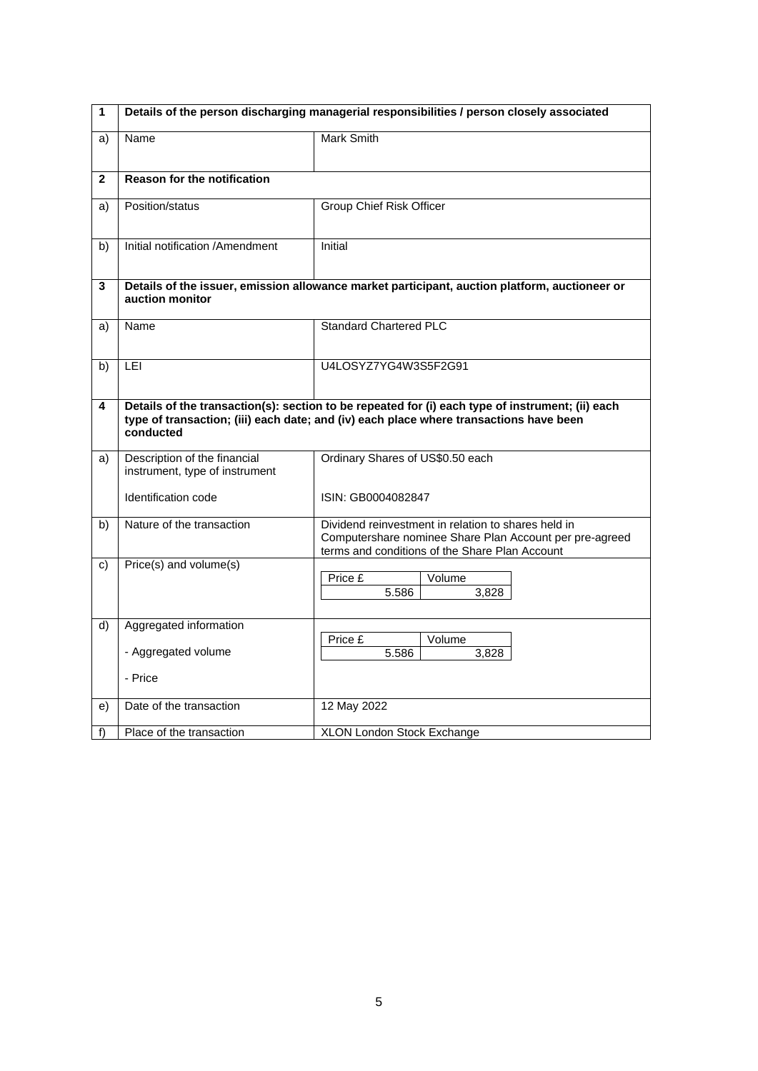| 1 | Details of the person discharging managerial responsibilities / person closely associated | |
|---|---|---|
| a) | Name | Mark Smith |
| **2** | **Reason for the notification** | |
| a) | Position/status | Group Chief Risk Officer |
| b) | Initial notification /Amendment | Initial |
| **3** | **Details of the issuer, emission allowance market participant, auction platform, auctioneer or auction monitor** | |
| a) | Name | Standard Chartered PLC |
| b) | LEI | U4LOSYZ7YG4W3S5F2G91 |
| **4** | **Details of the transaction(s): section to be repeated for (i) each type of instrument; (ii) each type of transaction; (iii) each date; and (iv) each place where transactions have been conducted** | |
| a) | Description of the financial instrument, type of instrument<br><br>Identification code | Ordinary Shares of US$0.50 each<br><br>ISIN: GB0004082847 |
| b) | Nature of the transaction | Dividend reinvestment in relation to shares held in Computershare nominee Share Plan Account per pre-agreed terms and conditions of the Share Plan Account |
| c) | Price(s) and volume(s) | Price £: 5.586 / Volume: 3,828 |
| d) | Aggregated information<br><br>- Aggregated volume<br><br>- Price | Price £: 5.586 / Volume: 3,828 |
| e) | Date of the transaction | 12 May 2022 |
| f) | Place of the transaction | XLON London Stock Exchange |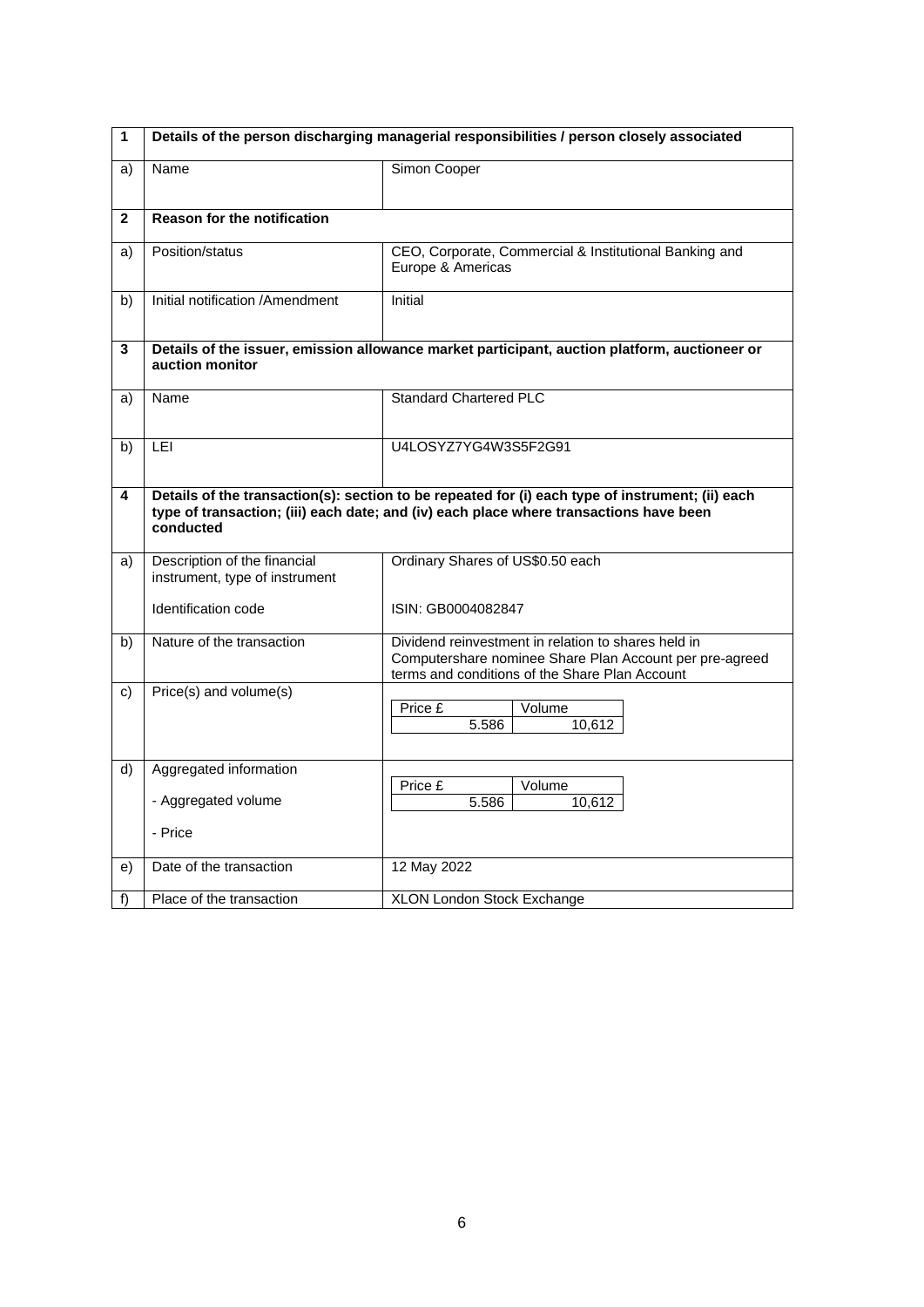| 1 | Details of the person discharging managerial responsibilities / person closely associated | |
|---|---|---|
| a) | Name | Simon Cooper |
| **2** | **Reason for the notification** | |
| a) | Position/status | CEO, Corporate, Commercial & Institutional Banking and Europe & Americas |
| b) | Initial notification /Amendment | Initial |
| **3** | **Details of the issuer, emission allowance market participant, auction platform, auctioneer or auction monitor** | |
| a) | Name | Standard Chartered PLC |
| b) | LEI | U4LOSYZ7YG4W3S5F2G91 |
| **4** | **Details of the transaction(s): section to be repeated for (i) each type of instrument; (ii) each type of transaction; (iii) each date; and (iv) each place where transactions have been conducted** | |
| a) | Description of the financial instrument, type of instrument<br><br>Identification code | Ordinary Shares of US$0.50 each<br><br>ISIN: GB0004082847 |
| b) | Nature of the transaction | Dividend reinvestment in relation to shares held in Computershare nominee Share Plan Account per pre-agreed terms and conditions of the Share Plan Account |
| c) | Price(s) and volume(s) | Price £: 5.586<br>Volume: 10,612 |
| d) | Aggregated information<br><br>- Aggregated volume<br><br>- Price | Price £: 5.586<br>Volume: 10,612 |
| e) | Date of the transaction | 12 May 2022 |
| f) | Place of the transaction | XLON London Stock Exchange |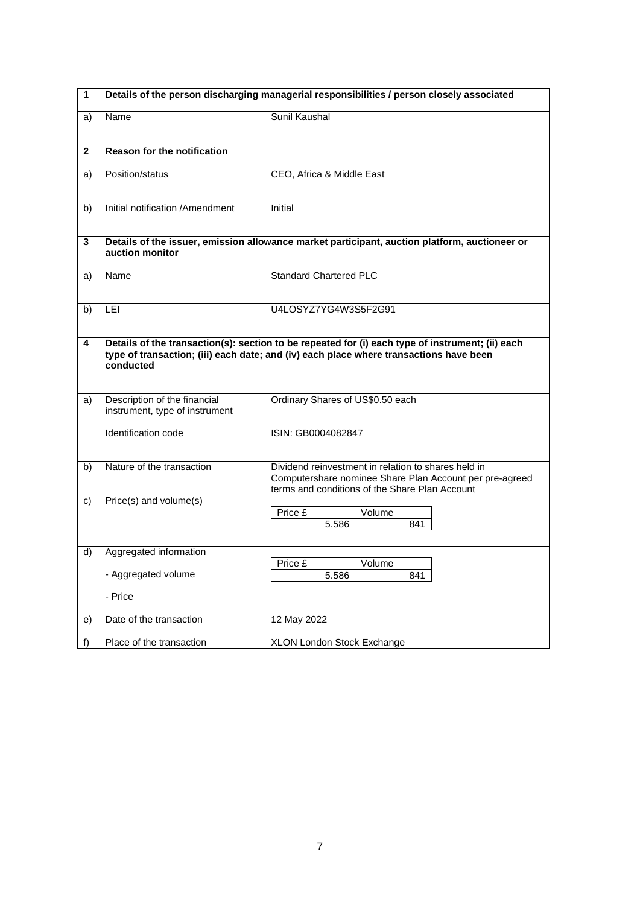| 1 | Details of the person discharging managerial responsibilities / person closely associated | |
|---|---|---|
| a) | Name | Sunil Kaushal |
| **2** | **Reason for the notification** | |
| a) | Position/status | CEO, Africa & Middle East |
| b) | Initial notification /Amendment | Initial |
| **3** | **Details of the issuer, emission allowance market participant, auction platform, auctioneer or auction monitor** | |
| a) | Name | Standard Chartered PLC |
| b) | LEI | U4LOSYZ7YG4W3S5F2G91 |
| **4** | **Details of the transaction(s): section to be repeated for (i) each type of instrument; (ii) each type of transaction; (iii) each date; and (iv) each place where transactions have been conducted** | |
| a) | Description of the financial instrument, type of instrument<br><br>Identification code | Ordinary Shares of US$0.50 each<br><br>ISIN: GB0004082847 |
| b) | Nature of the transaction | Dividend reinvestment in relation to shares held in Computershare nominee Share Plan Account per pre-agreed terms and conditions of the Share Plan Account |
| c) | Price(s) and volume(s) | Price £: 5.586 — Volume: 841 |
| d) | Aggregated information<br><br>- Aggregated volume<br><br>- Price | Price £: 5.586 — Volume: 841 |
| e) | Date of the transaction | 12 May 2022 |
| f) | Place of the transaction | XLON London Stock Exchange |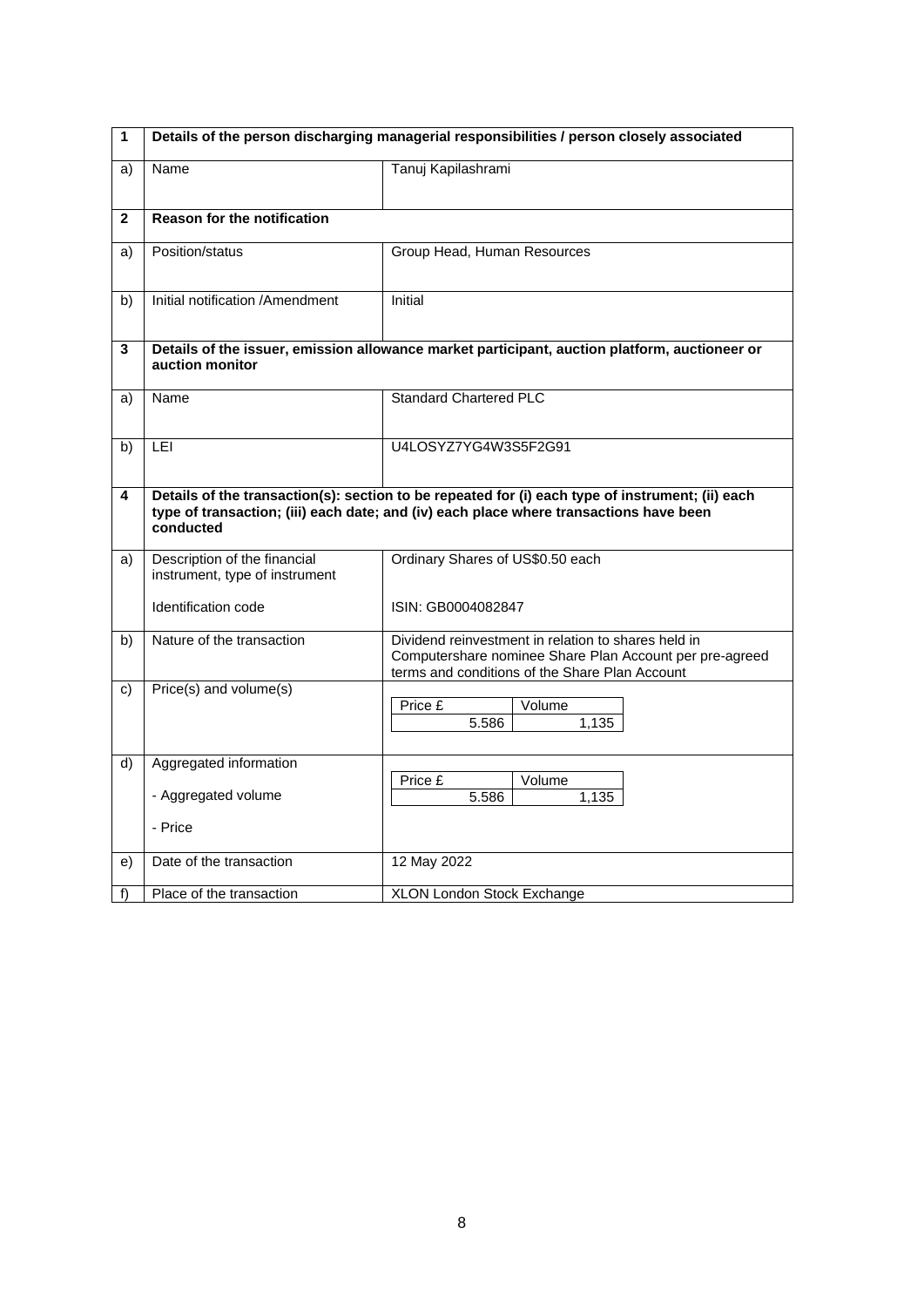| 1 | Details of the person discharging managerial responsibilities / person closely associated | |
|---|---|---|
| a) | Name | Tanuj Kapilashrami |
| **2** | **Reason for the notification** | |
| a) | Position/status | Group Head, Human Resources |
| b) | Initial notification /Amendment | Initial |
| **3** | **Details of the issuer, emission allowance market participant, auction platform, auctioneer or auction monitor** | |
| a) | Name | Standard Chartered PLC |
| b) | LEI | U4LOSYZ7YG4W3S5F2G91 |
| **4** | **Details of the transaction(s): section to be repeated for (i) each type of instrument; (ii) each type of transaction; (iii) each date; and (iv) each place where transactions have been conducted** | |
| a) | Description of the financial instrument, type of instrument<br><br>Identification code | Ordinary Shares of US$0.50 each<br><br>ISIN: GB0004082847 |
| b) | Nature of the transaction | Dividend reinvestment in relation to shares held in Computershare nominee Share Plan Account per pre-agreed terms and conditions of the Share Plan Account |
| c) | Price(s) and volume(s) | Price £: 5.586 / Volume: 1,135 |
| d) | Aggregated information<br><br>- Aggregated volume<br><br>- Price | Price £: 5.586 / Volume: 1,135 |
| e) | Date of the transaction | 12 May 2022 |
| f) | Place of the transaction | XLON London Stock Exchange |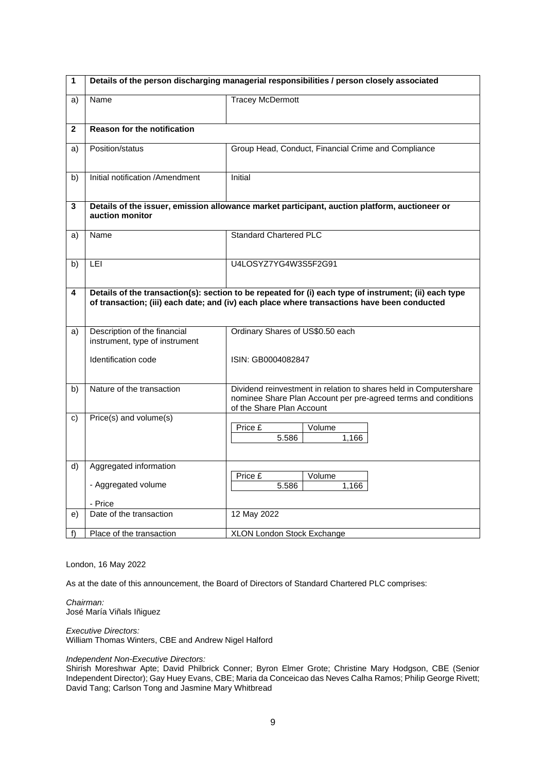| 1 | Details of the person discharging managerial responsibilities / person closely associated | |
|---|---|---|
| a) | Name | Tracey McDermott |
| **2** | **Reason for the notification** | |
| a) | Position/status | Group Head, Conduct, Financial Crime and Compliance |
| b) | Initial notification /Amendment | Initial |
| **3** | **Details of the issuer, emission allowance market participant, auction platform, auctioneer or auction monitor** | |
| a) | Name | Standard Chartered PLC |
| b) | LEI | U4LOSYZ7YG4W3S5F2G91 |
| **4** | **Details of the transaction(s): section to be repeated for (i) each type of instrument; (ii) each type of transaction; (iii) each date; and (iv) each place where transactions have been conducted** | |
| a) | Description of the financial instrument, type of instrument<br><br>Identification code | Ordinary Shares of US$0.50 each<br><br>ISIN: GB0004082847 |
| b) | Nature of the transaction | Dividend reinvestment in relation to shares held in Computershare nominee Share Plan Account per pre-agreed terms and conditions of the Share Plan Account |
| c) | Price(s) and volume(s) | Price £: 5.586 / Volume: 1,166 |
| d) | Aggregated information<br><br>- Aggregated volume<br><br>- Price | Price £: 5.586 / Volume: 1,166 |
| e) | Date of the transaction | 12 May 2022 |
| f) | Place of the transaction | XLON London Stock Exchange |

London, 16 May 2022

As at the date of this announcement, the Board of Directors of Standard Chartered PLC comprises:

*Chairman:*
José María Viñals Iñiguez

*Executive Directors:*
William Thomas Winters, CBE and Andrew Nigel Halford

*Independent Non-Executive Directors:*
Shirish Moreshwar Apte; David Philbrick Conner; Byron Elmer Grote; Christine Mary Hodgson, CBE (Senior Independent Director); Gay Huey Evans, CBE; Maria da Conceicao das Neves Calha Ramos; Philip George Rivett; David Tang; Carlson Tong and Jasmine Mary Whitbread